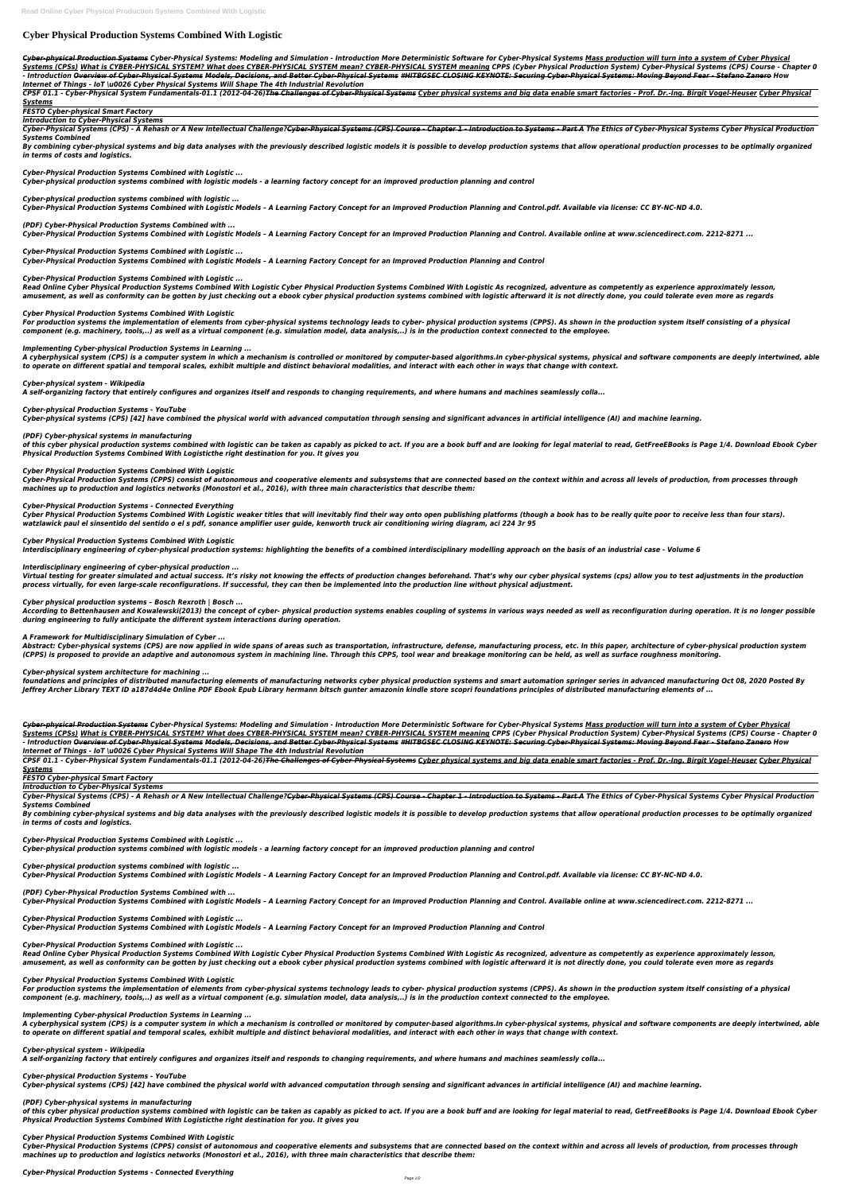# Cyber Physical Production Systems Combined With Logistic

*~~Cyber-physical Production Systems~~ Cyber-Physical Systems: Modeling and Simulation - Introduction More Deterministic Software for Cyber-Physical Systems Mass production will turn into a system of Cyber Physical Systems (CPSs) What is CYBER-PHYSICAL SYSTEM? What does CYBER-PHYSICAL SYSTEM mean? CYBER-PHYSICAL SYSTEM meaning CPPS (Cyber Physical Production System) Cyber-Physical Systems (CPS) Course - Chapter 0 - Introduction ~~Overview of Cyber-Physical Systems Models, Decisions, and Better Cyber-Physical Systems #HITBGSEC CLOSING KEYNOTE: Securing Cyber-Physical Systems: Moving Beyond Fear - Stefano Zanero~~ How Internet of Things - IoT \u0026 Cyber Physical Systems Will Shape The 4th Industrial Revolution*

*CPSF 01.1 - Cyber-Physical System Fundamentals-01.1 (2012-04-26)~~The Challenges of Cyber-Physical Systems~~ Cyber physical systems and big data enable smart factories - Prof. Dr.-Ing. Birgit Vogel-Heuser Cyber Physical Systems*

*FESTO Cyber-physical Smart Factory*

*Introduction to Cyber-Physical Systems*

*Cyber-Physical Systems (CPS) - A Rehash or A New Intellectual Challenge?~~Cyber-Physical Systems (CPS) Course - Chapter 1 - Introduction to Systems - Part A~~ The Ethics of Cyber-Physical Systems Cyber Physical Production Systems Combined*

*By combining cyber-physical systems and big data analyses with the previously described logistic models it is possible to develop production systems that allow operational production processes to be optimally organized in terms of costs and logistics.*

*Cyber-Physical Production Systems Combined with Logistic ...*
*Cyber-physical production systems combined with logistic models - a learning factory concept for an improved production planning and control*

*Cyber-physical production systems combined with logistic ...*
*Cyber-Physical Production Systems Combined with Logistic Models – A Learning Factory Concept for an Improved Production Planning and Control.pdf. Available via license: CC BY-NC-ND 4.0.*

*(PDF) Cyber-Physical Production Systems Combined with ...*
*Cyber-Physical Production Systems Combined with Logistic Models – A Learning Factory Concept for an Improved Production Planning and Control. Available online at www.sciencedirect.com. 2212-8271 ...*

*Cyber-Physical Production Systems Combined with Logistic ...*
*Cyber-Physical Production Systems Combined with Logistic Models – A Learning Factory Concept for an Improved Production Planning and Control*

*Cyber-Physical Production Systems Combined with Logistic ...*
*Read Online Cyber Physical Production Systems Combined With Logistic Cyber Physical Production Systems Combined With Logistic As recognized, adventure as competently as experience approximately lesson, amusement, as well as conformity can be gotten by just checking out a ebook cyber physical production systems combined with logistic afterward it is not directly done, you could tolerate even more as regards*

*Cyber Physical Production Systems Combined With Logistic*
*For production systems the implementation of elements from cyber-physical systems technology leads to cyber- physical production systems (CPPS). As shown in the production system itself consisting of a physical component (e.g. machinery, tools,..) as well as a virtual component (e.g. simulation model, data analysis,..) is in the production context connected to the employee.*

*Implementing Cyber-physical Production Systems in Learning ...*
*A cyberphysical system (CPS) is a computer system in which a mechanism is controlled or monitored by computer-based algorithms.In cyber-physical systems, physical and software components are deeply intertwined, able to operate on different spatial and temporal scales, exhibit multiple and distinct behavioral modalities, and interact with each other in ways that change with context.*

*Cyber-physical system - Wikipedia*
*A self-organizing factory that entirely configures and organizes itself and responds to changing requirements, and where humans and machines seamlessly colla...*

*Cyber-physical Production Systems - YouTube*
*Cyber-physical systems (CPS) [42] have combined the physical world with advanced computation through sensing and significant advances in artificial intelligence (AI) and machine learning.*

*(PDF) Cyber-physical systems in manufacturing*
*of this cyber physical production systems combined with logistic can be taken as capably as picked to act. If you are a book buff and are looking for legal material to read, GetFreeEBooks is Page 1/4. Download Ebook Cyber Physical Production Systems Combined With Logisticthe right destination for you. It gives you*

*Cyber Physical Production Systems Combined With Logistic*
*Cyber-Physical Production Systems (CPPS) consist of autonomous and cooperative elements and subsystems that are connected based on the context within and across all levels of production, from processes through machines up to production and logistics networks (Monostori et al., 2016), with three main characteristics that describe them:*

*Cyber-Physical Production Systems - Connected Everything*
*Cyber Physical Production Systems Combined With Logistic weaker titles that will inevitably find their way onto open publishing platforms (though a book has to be really quite poor to receive less than four stars). watzlawick paul el sinsentido del sentido o el s pdf, sonance amplifier user guide, kenworth truck air conditioning wiring diagram, aci 224 3r 95*

*Cyber Physical Production Systems Combined With Logistic*
*Interdisciplinary engineering of cyber-physical production systems: highlighting the benefits of a combined interdisciplinary modelling approach on the basis of an industrial case - Volume 6*

*Interdisciplinary engineering of cyber-physical production ...*
*Virtual testing for greater simulated and actual success. It's risky not knowing the effects of production changes beforehand. That's why our cyber physical systems (cps) allow you to test adjustments in the production process virtually, for even large-scale reconfigurations. If successful, they can then be implemented into the production line without physical adjustment.*

*Cyber physical production systems – Bosch Rexroth | Bosch ...*
*According to Bettenhausen and Kowalewski(2013) the concept of cyber- physical production systems enables coupling of systems in various ways needed as well as reconfiguration during operation. It is no longer possible during engineering to fully anticipate the different system interactions during operation.*

*A Framework for Multidisciplinary Simulation of Cyber ...*
*Abstract: Cyber-physical systems (CPS) are now applied in wide spans of areas such as transportation, infrastructure, defense, manufacturing process, etc. In this paper, architecture of cyber-physical production system (CPPS) is proposed to provide an adaptive and autonomous system in machining line. Through this CPPS, tool wear and breakage monitoring can be held, as well as surface roughness monitoring.*

*Cyber-physical system architecture for machining ...*
*foundations and principles of distributed manufacturing elements of manufacturing networks cyber physical production systems and smart automation springer series in advanced manufacturing Oct 08, 2020 Posted By Jeffrey Archer Library TEXT ID a187d4d4e Online PDF Ebook Epub Library hermann bitsch gunter amazonin kindle store scopri foundations principles of distributed manufacturing elements of ...*

*~~Cyber-physical Production Systems~~ Cyber-Physical Systems: Modeling and Simulation - Introduction More Deterministic Software for Cyber-Physical Systems Mass production will turn into a system of Cyber Physical Systems (CPSs) What is CYBER-PHYSICAL SYSTEM? What does CYBER-PHYSICAL SYSTEM mean? CYBER-PHYSICAL SYSTEM meaning CPPS (Cyber Physical Production System) Cyber-Physical Systems (CPS) Course - Chapter 0 - Introduction ~~Overview of Cyber-Physical Systems Models, Decisions, and Better Cyber-Physical Systems #HITBGSEC CLOSING KEYNOTE: Securing Cyber-Physical Systems: Moving Beyond Fear - Stefano Zanero~~ How Internet of Things - IoT \u0026 Cyber Physical Systems Will Shape The 4th Industrial Revolution*

*CPSF 01.1 - Cyber-Physical System Fundamentals-01.1 (2012-04-26)~~The Challenges of Cyber-Physical Systems~~ Cyber physical systems and big data enable smart factories - Prof. Dr.-Ing. Birgit Vogel-Heuser Cyber Physical Systems*

*FESTO Cyber-physical Smart Factory*

*Introduction to Cyber-Physical Systems*

*Cyber-Physical Systems (CPS) - A Rehash or A New Intellectual Challenge?~~Cyber-Physical Systems (CPS) Course - Chapter 1 - Introduction to Systems - Part A~~ The Ethics of Cyber-Physical Systems Cyber Physical Production Systems Combined*

*By combining cyber-physical systems and big data analyses with the previously described logistic models it is possible to develop production systems that allow operational production processes to be optimally organized in terms of costs and logistics.*

*Cyber-Physical Production Systems Combined with Logistic ...*
*Cyber-physical production systems combined with logistic models - a learning factory concept for an improved production planning and control*

*Cyber-physical production systems combined with logistic ...*
*Cyber-Physical Production Systems Combined with Logistic Models – A Learning Factory Concept for an Improved Production Planning and Control.pdf. Available via license: CC BY-NC-ND 4.0.*

*(PDF) Cyber-Physical Production Systems Combined with ...*
*Cyber-Physical Production Systems Combined with Logistic Models – A Learning Factory Concept for an Improved Production Planning and Control. Available online at www.sciencedirect.com. 2212-8271 ...*

*Cyber-Physical Production Systems Combined with Logistic ...*
*Cyber-Physical Production Systems Combined with Logistic Models – A Learning Factory Concept for an Improved Production Planning and Control*

*Cyber-Physical Production Systems Combined with Logistic ...*
*Read Online Cyber Physical Production Systems Combined With Logistic Cyber Physical Production Systems Combined With Logistic As recognized, adventure as competently as experience approximately lesson, amusement, as well as conformity can be gotten by just checking out a ebook cyber physical production systems combined with logistic afterward it is not directly done, you could tolerate even more as regards*

*Cyber Physical Production Systems Combined With Logistic*
*For production systems the implementation of elements from cyber-physical systems technology leads to cyber- physical production systems (CPPS). As shown in the production system itself consisting of a physical component (e.g. machinery, tools,..) as well as a virtual component (e.g. simulation model, data analysis,..) is in the production context connected to the employee.*

*Implementing Cyber-physical Production Systems in Learning ...*
*A cyberphysical system (CPS) is a computer system in which a mechanism is controlled or monitored by computer-based algorithms.In cyber-physical systems, physical and software components are deeply intertwined, able to operate on different spatial and temporal scales, exhibit multiple and distinct behavioral modalities, and interact with each other in ways that change with context.*

*Cyber-physical system - Wikipedia*
*A self-organizing factory that entirely configures and organizes itself and responds to changing requirements, and where humans and machines seamlessly colla...*

*Cyber-physical Production Systems - YouTube*
*Cyber-physical systems (CPS) [42] have combined the physical world with advanced computation through sensing and significant advances in artificial intelligence (AI) and machine learning.*

*(PDF) Cyber-physical systems in manufacturing*
*of this cyber physical production systems combined with logistic can be taken as capably as picked to act. If you are a book buff and are looking for legal material to read, GetFreeEBooks is Page 1/4. Download Ebook Cyber Physical Production Systems Combined With Logisticthe right destination for you. It gives you*

*Cyber Physical Production Systems Combined With Logistic*
*Cyber-Physical Production Systems (CPPS) consist of autonomous and cooperative elements and subsystems that are connected based on the context within and across all levels of production, from processes through machines up to production and logistics networks (Monostori et al., 2016), with three main characteristics that describe them:*

*Cyber-Physical Production Systems - Connected Everything*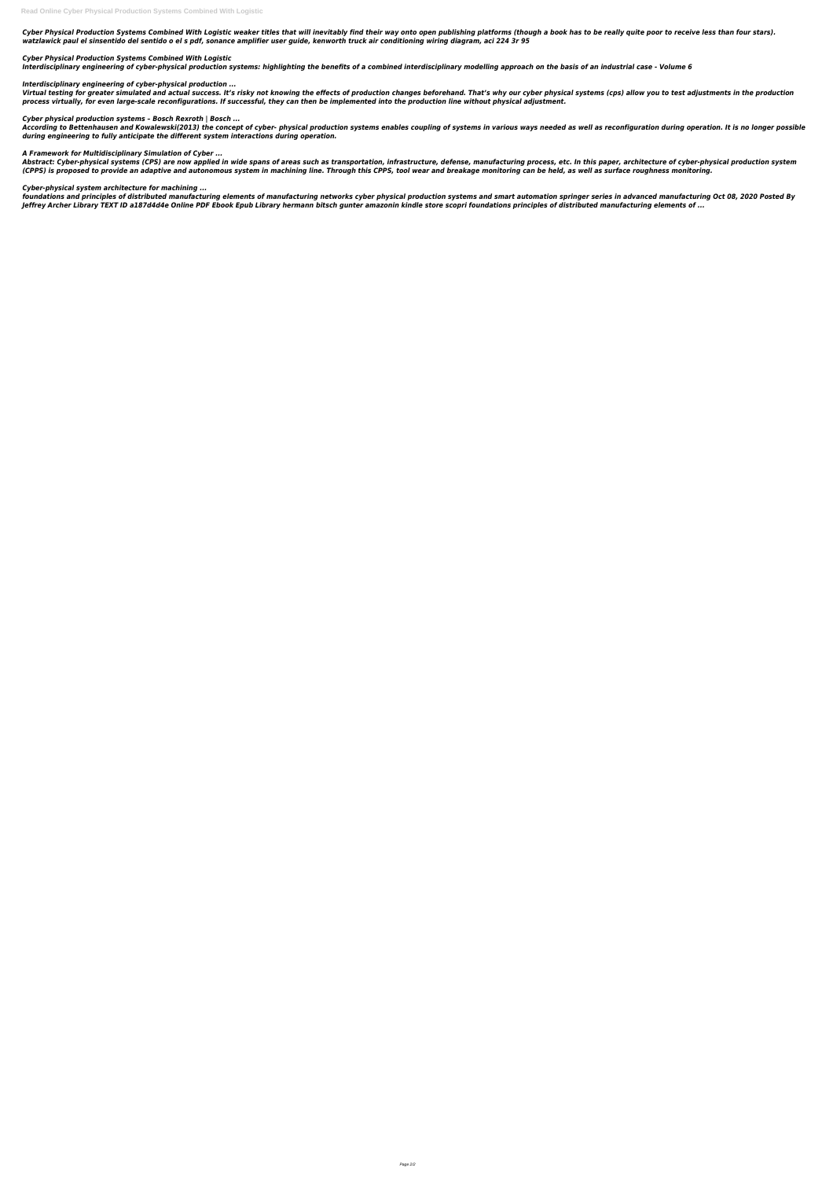*Cyber Physical Production Systems Combined With Logistic weaker titles that will inevitably find their way onto open publishing platforms (though a book has to be really quite poor to receive less than four stars). watzlawick paul el sinsentido del sentido o el s pdf, sonance amplifier user guide, kenworth truck air conditioning wiring diagram, aci 224 3r 95*

***Cyber Physical Production Systems Combined With Logistic***

***Interdisciplinary engineering of cyber-physical production systems: highlighting the benefits of a combined interdisciplinary modelling approach on the basis of an industrial case - Volume 6***

***Interdisciplinary engineering of cyber-physical production ...***

***Virtual testing for greater simulated and actual success. It's risky not knowing the effects of production changes beforehand. That's why our cyber physical systems (cps) allow you to test adjustments in the production process virtually, for even large-scale reconfigurations. If successful, they can then be implemented into the production line without physical adjustment.***

***Cyber physical production systems – Bosch Rexroth | Bosch ...***

***According to Bettenhausen and Kowalewski(2013) the concept of cyber- physical production systems enables coupling of systems in various ways needed as well as reconfiguration during operation. It is no longer possible during engineering to fully anticipate the different system interactions during operation.***

***A Framework for Multidisciplinary Simulation of Cyber ...***

***Abstract: Cyber-physical systems (CPS) are now applied in wide spans of areas such as transportation, infrastructure, defense, manufacturing process, etc. In this paper, architecture of cyber-physical production system (CPPS) is proposed to provide an adaptive and autonomous system in machining line. Through this CPPS, tool wear and breakage monitoring can be held, as well as surface roughness monitoring.***

***Cyber-physical system architecture for machining ...***

***foundations and principles of distributed manufacturing elements of manufacturing networks cyber physical production systems and smart automation springer series in advanced manufacturing Oct 08, 2020 Posted By Jeffrey Archer Library TEXT ID a187d4d4e Online PDF Ebook Epub Library hermann bitsch gunter amazonin kindle store scopri foundations principles of distributed manufacturing elements of ...***